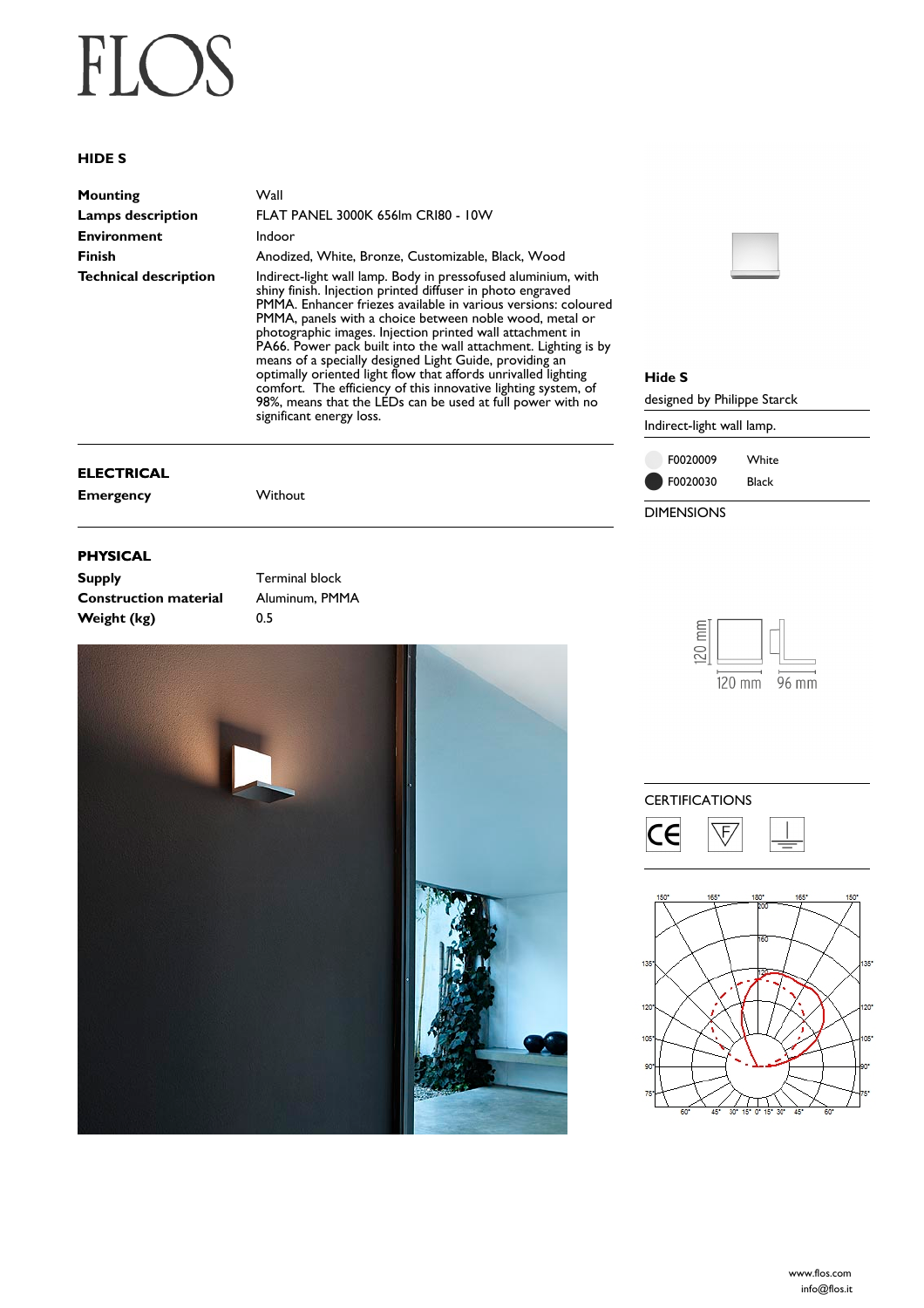# FLOS

## HIDE S

| | |
|---|---|
| **Mounting** | Wall |
| **Lamps description** | FLAT PANEL 3000K 656lm CRI80 - 10W |
| **Environment** | Indoor |
| **Finish** | Anodized, White, Bronze, Customizable, Black, Wood |
| **Technical description** | Indirect-light wall lamp. Body in pressofused aluminium, with shiny finish. Injection printed diffuser in photo engraved PMMA. Enhancer friezes available in various versions: coloured PMMA, panels with a choice between noble wood, metal or photographic images. Injection printed wall attachment in PA66. Power pack built into the wall attachment. Lighting is by means of a specially designed Light Guide, providing an optimally oriented light flow that affords unrivalled lighting comfort. The efficiency of this innovative lighting system, of 98%, means that the LEDs can be used at full power with no significant energy loss. |

### ELECTRICAL

| | |
|---|---|
| **Emergency** | Without |

### PHYSICAL

| | |
|---|---|
| **Supply** | Terminal block |
| **Construction material** | Aluminum, PMMA |
| **Weight (kg)** | 0.5 |

**Hide S**

designed by Philippe Starck

Indirect-light wall lamp.

| | |
|---|---|
| F0020009 | White |
| F0020030 | Black |

DIMENSIONS

120 mm
120 mm
96 mm

CERTIFICATIONS

www.flos.com
info@flos.it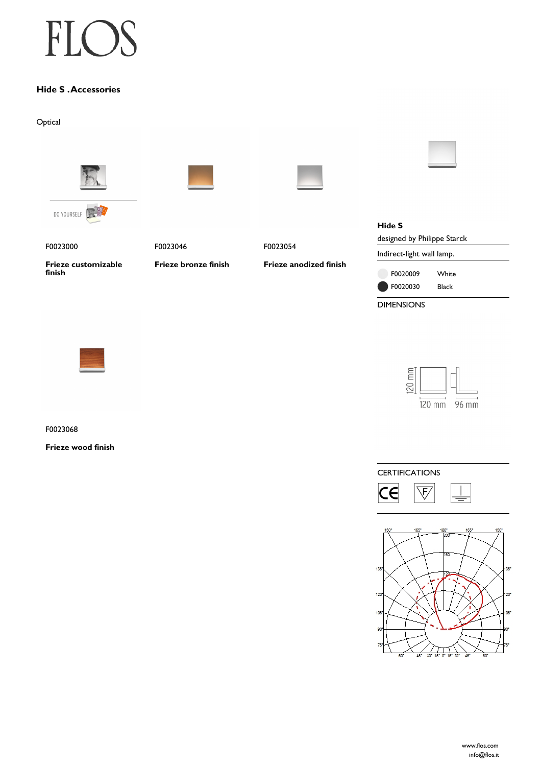# Hide S .Accessories

Optical

DO YOURSELF

F0023000

**Frieze customizable finish**

F0023046

**Frieze bronze finish**

F0023054

**Frieze anodized finish**

F0023068

**Frieze wood finish**

**Hide S**

designed by Philippe Starck

Indirect-light wall lamp.

| | |
|---|---|
| F0020009 | White |
| F0020030 | Black |

DIMENSIONS

120 mm

120 mm 96 mm

CERTIFICATIONS

www.flos.com
info@flos.it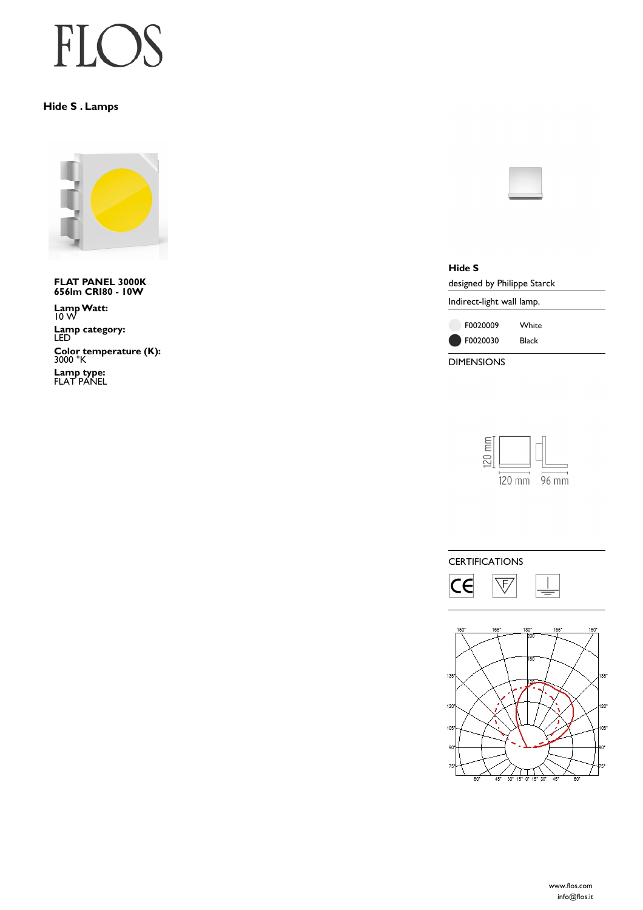# FLOS

## Hide S . Lamps

**FLAT PANEL 3000K 656lm CRI80 - 10W**

**Lamp Watt:**
10 W

**Lamp category:**
LED

**Color temperature (K):**
3000 °K

**Lamp type:**
FLAT PANEL

## Hide S

designed by Philippe Starck

Indirect-light wall lamp.

| | |
|---|---|
| F0020009 | White |
| F0020030 | Black |

DIMENSIONS

120 mm
120 mm
96 mm

CERTIFICATIONS

150° 165° 180° 165° 150°
200
160
120
135° 135°
120° 120°
105° 105°
90° 90°
75° 75°
60° 45° 30° 15° 0° 15° 30° 45° 60°

www.flos.com
info@flos.it